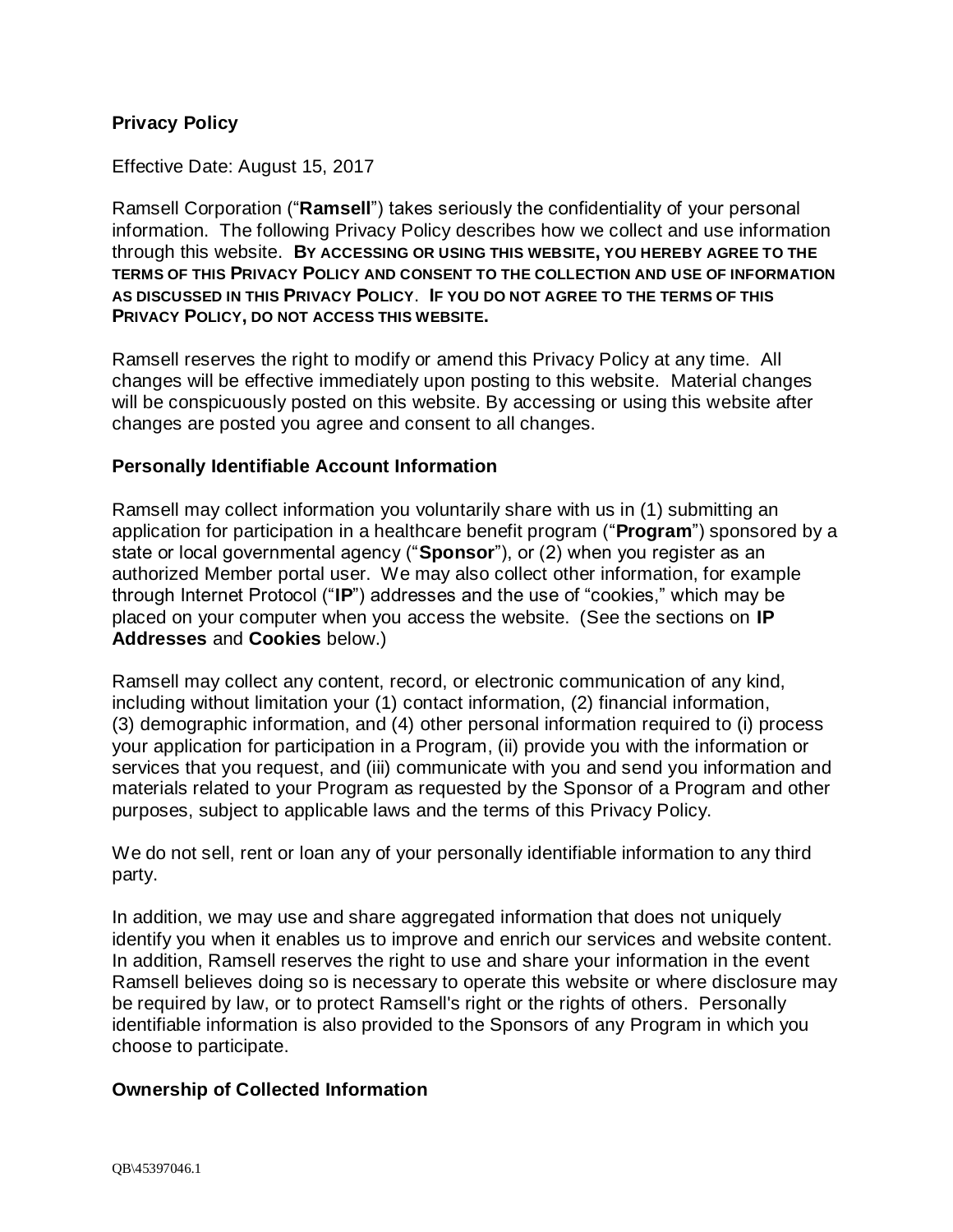# Privacy Policy

Effective Date: August 15, 2017

Ramsell Corporation ("**Ramsell**") takes seriously the confidentiality of your personal information. The following Privacy Policy describes how we collect and use information through this website. **BY ACCESSING OR USING THIS WEBSITE, YOU HEREBY AGREE TO THE TERMS OF THIS PRIVACY POLICY AND CONSENT TO THE COLLECTION AND USE OF INFORMATION AS DISCUSSED IN THIS PRIVACY POLICY. IF YOU DO NOT AGREE TO THE TERMS OF THIS PRIVACY POLICY, DO NOT ACCESS THIS WEBSITE.**

Ramsell reserves the right to modify or amend this Privacy Policy at any time. All changes will be effective immediately upon posting to this website. Material changes will be conspicuously posted on this website. By accessing or using this website after changes are posted you agree and consent to all changes.

## Personally Identifiable Account Information

Ramsell may collect information you voluntarily share with us in (1) submitting an application for participation in a healthcare benefit program ("**Program**") sponsored by a state or local governmental agency ("**Sponsor**"), or (2) when you register as an authorized Member portal user. We may also collect other information, for example through Internet Protocol ("**IP**") addresses and the use of "cookies," which may be placed on your computer when you access the website. (See the sections on **IP Addresses** and **Cookies** below.)

Ramsell may collect any content, record, or electronic communication of any kind, including without limitation your (1) contact information, (2) financial information, (3) demographic information, and (4) other personal information required to (i) process your application for participation in a Program, (ii) provide you with the information or services that you request, and (iii) communicate with you and send you information and materials related to your Program as requested by the Sponsor of a Program and other purposes, subject to applicable laws and the terms of this Privacy Policy.

We do not sell, rent or loan any of your personally identifiable information to any third party.

In addition, we may use and share aggregated information that does not uniquely identify you when it enables us to improve and enrich our services and website content. In addition, Ramsell reserves the right to use and share your information in the event Ramsell believes doing so is necessary to operate this website or where disclosure may be required by law, or to protect Ramsell's right or the rights of others. Personally identifiable information is also provided to the Sponsors of any Program in which you choose to participate.

## Ownership of Collected Information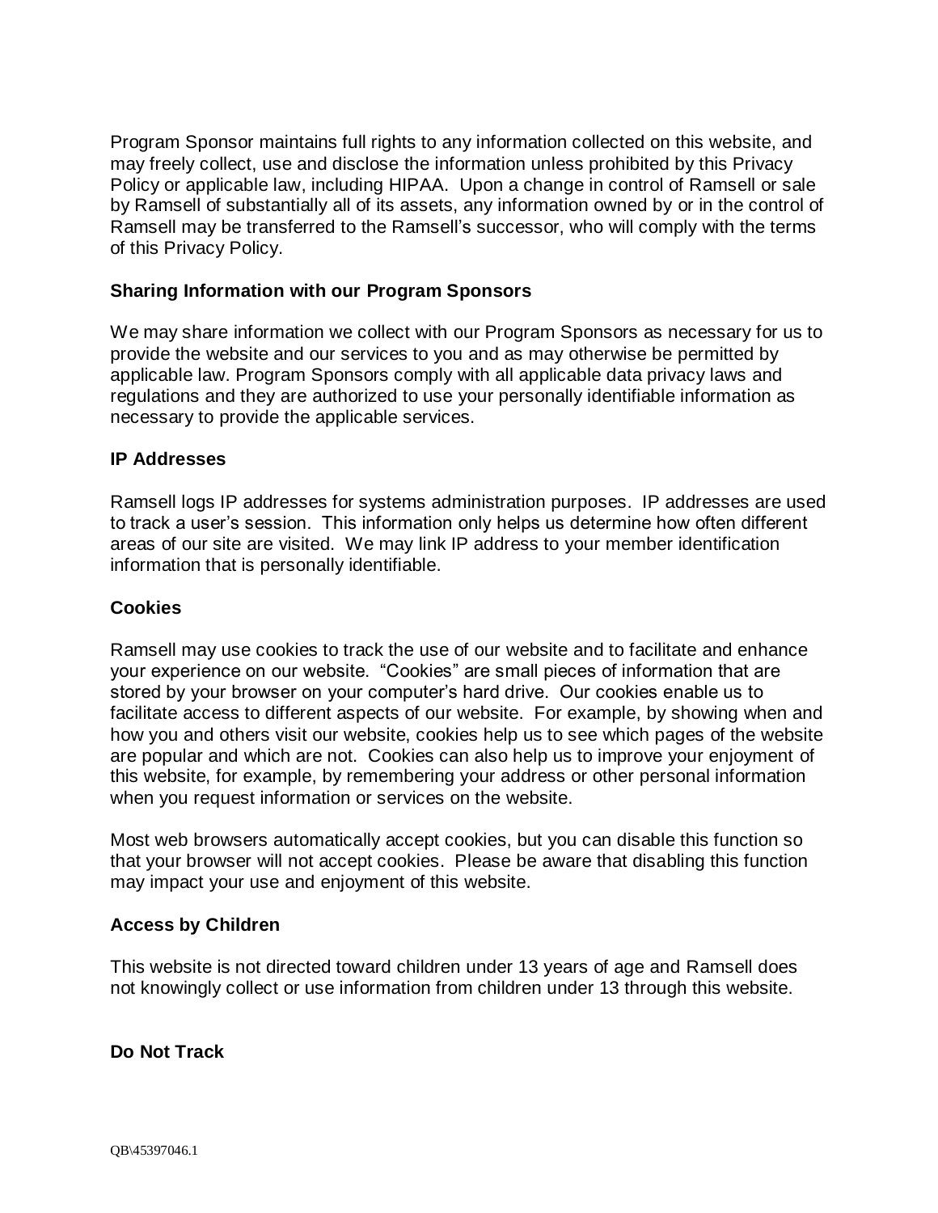Program Sponsor maintains full rights to any information collected on this website, and may freely collect, use and disclose the information unless prohibited by this Privacy Policy or applicable law, including HIPAA. Upon a change in control of Ramsell or sale by Ramsell of substantially all of its assets, any information owned by or in the control of Ramsell may be transferred to the Ramsell's successor, who will comply with the terms of this Privacy Policy.

**Sharing Information with our Program Sponsors**

We may share information we collect with our Program Sponsors as necessary for us to provide the website and our services to you and as may otherwise be permitted by applicable law. Program Sponsors comply with all applicable data privacy laws and regulations and they are authorized to use your personally identifiable information as necessary to provide the applicable services.

**IP Addresses**

Ramsell logs IP addresses for systems administration purposes. IP addresses are used to track a user's session. This information only helps us determine how often different areas of our site are visited. We may link IP address to your member identification information that is personally identifiable.

**Cookies**

Ramsell may use cookies to track the use of our website and to facilitate and enhance your experience on our website. "Cookies" are small pieces of information that are stored by your browser on your computer's hard drive. Our cookies enable us to facilitate access to different aspects of our website. For example, by showing when and how you and others visit our website, cookies help us to see which pages of the website are popular and which are not. Cookies can also help us to improve your enjoyment of this website, for example, by remembering your address or other personal information when you request information or services on the website.

Most web browsers automatically accept cookies, but you can disable this function so that your browser will not accept cookies. Please be aware that disabling this function may impact your use and enjoyment of this website.

**Access by Children**

This website is not directed toward children under 13 years of age and Ramsell does not knowingly collect or use information from children under 13 through this website.

**Do Not Track**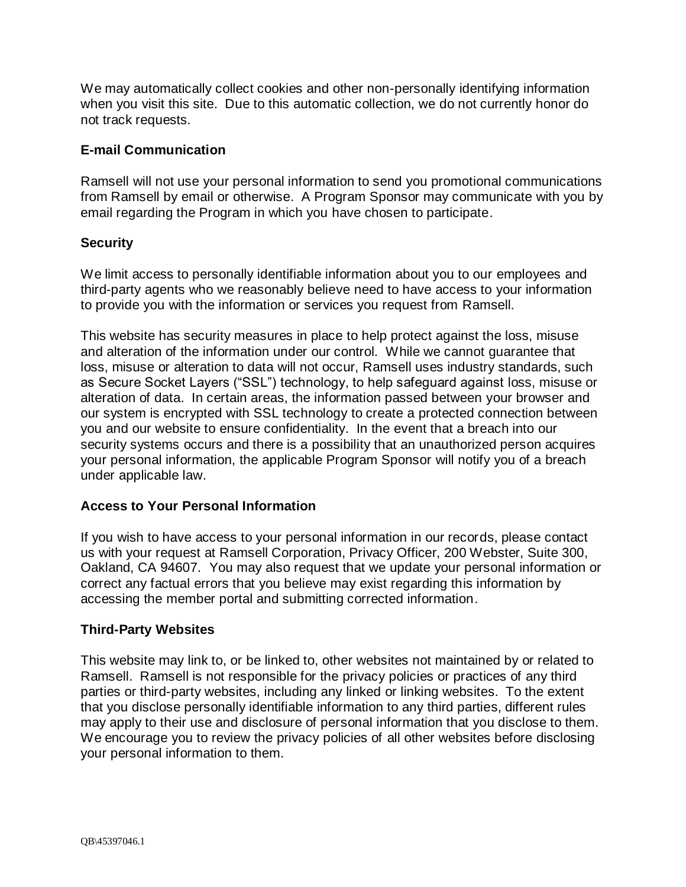We may automatically collect cookies and other non-personally identifying information when you visit this site. Due to this automatic collection, we do not currently honor do not track requests.

**E-mail Communication**

Ramsell will not use your personal information to send you promotional communications from Ramsell by email or otherwise. A Program Sponsor may communicate with you by email regarding the Program in which you have chosen to participate.

**Security**

We limit access to personally identifiable information about you to our employees and third-party agents who we reasonably believe need to have access to your information to provide you with the information or services you request from Ramsell.

This website has security measures in place to help protect against the loss, misuse and alteration of the information under our control. While we cannot guarantee that loss, misuse or alteration to data will not occur, Ramsell uses industry standards, such as Secure Socket Layers ("SSL") technology, to help safeguard against loss, misuse or alteration of data. In certain areas, the information passed between your browser and our system is encrypted with SSL technology to create a protected connection between you and our website to ensure confidentiality. In the event that a breach into our security systems occurs and there is a possibility that an unauthorized person acquires your personal information, the applicable Program Sponsor will notify you of a breach under applicable law.

**Access to Your Personal Information**

If you wish to have access to your personal information in our records, please contact us with your request at Ramsell Corporation, Privacy Officer, 200 Webster, Suite 300, Oakland, CA 94607. You may also request that we update your personal information or correct any factual errors that you believe may exist regarding this information by accessing the member portal and submitting corrected information.

**Third-Party Websites**

This website may link to, or be linked to, other websites not maintained by or related to Ramsell. Ramsell is not responsible for the privacy policies or practices of any third parties or third-party websites, including any linked or linking websites. To the extent that you disclose personally identifiable information to any third parties, different rules may apply to their use and disclosure of personal information that you disclose to them. We encourage you to review the privacy policies of all other websites before disclosing your personal information to them.

QB\45397046.1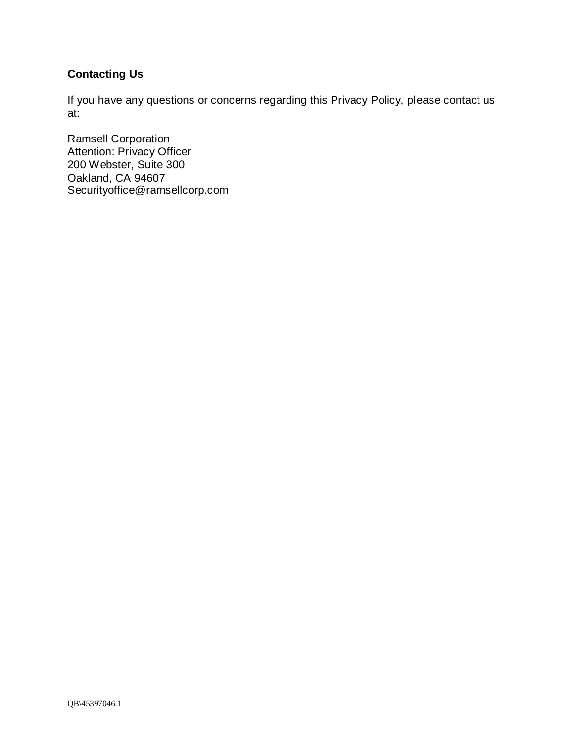## Contacting Us

If you have any questions or concerns regarding this Privacy Policy, please contact us at:

Ramsell Corporation
Attention: Privacy Officer
200 Webster, Suite 300
Oakland, CA 94607
Securityoffice@ramsellcorp.com

QB\45397046.1